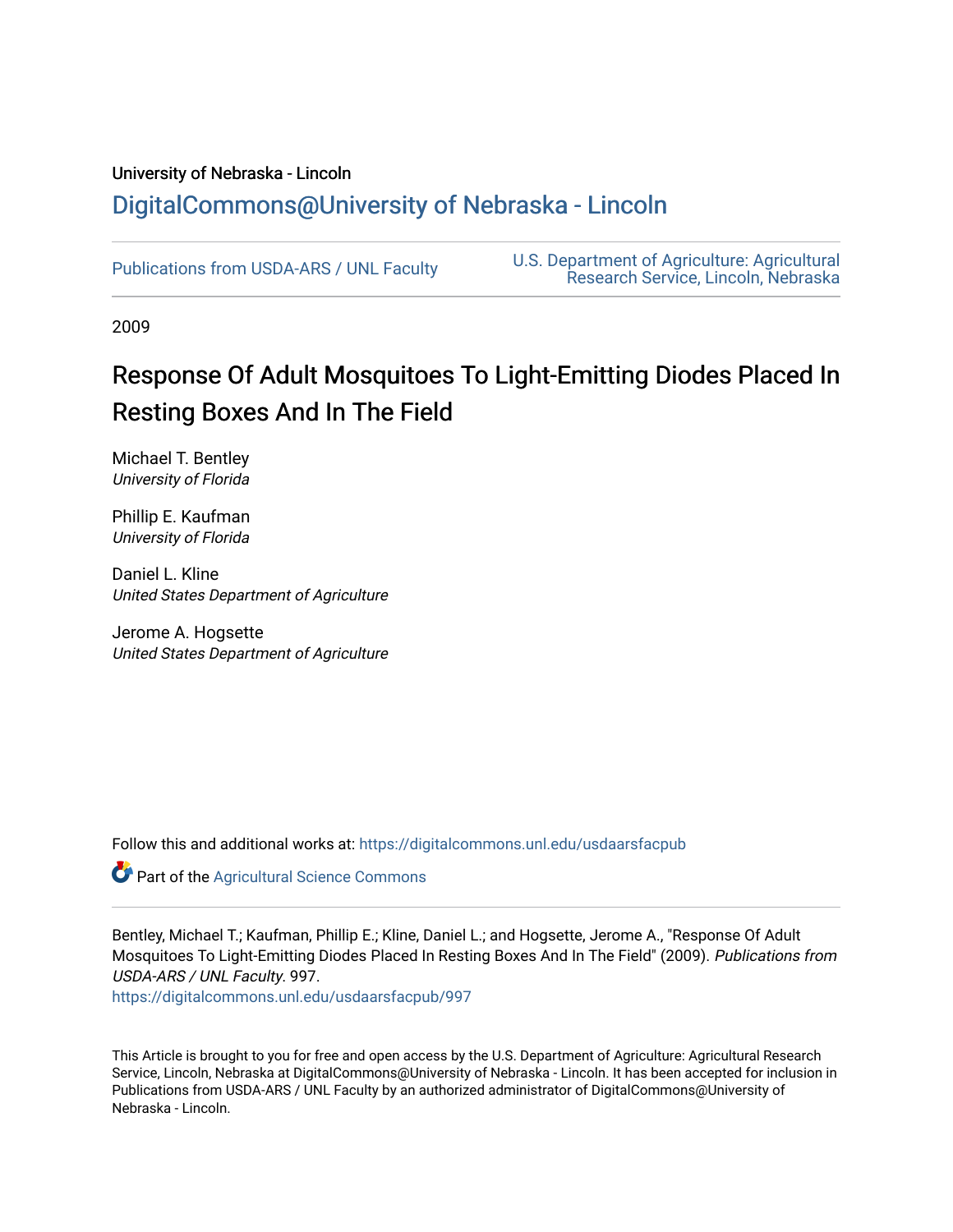University of Nebraska - Lincoln

DigitalCommons@University of Nebraska - Lincoln

Publications from USDA-ARS / UNL Faculty

U.S. Department of Agriculture: Agricultural Research Service, Lincoln, Nebraska

2009

# Response Of Adult Mosquitoes To Light-Emitting Diodes Placed In Resting Boxes And In The Field

Michael T. Bentley
*University of Florida*

Phillip E. Kaufman
*University of Florida*

Daniel L. Kline
*United States Department of Agriculture*

Jerome A. Hogsette
*United States Department of Agriculture*

Follow this and additional works at: https://digitalcommons.unl.edu/usdaarsfacpub

Part of the Agricultural Science Commons

Bentley, Michael T.; Kaufman, Phillip E.; Kline, Daniel L.; and Hogsette, Jerome A., "Response Of Adult Mosquitoes To Light-Emitting Diodes Placed In Resting Boxes And In The Field" (2009). *Publications from USDA-ARS / UNL Faculty*. 997.
https://digitalcommons.unl.edu/usdaarsfacpub/997

This Article is brought to you for free and open access by the U.S. Department of Agriculture: Agricultural Research Service, Lincoln, Nebraska at DigitalCommons@University of Nebraska - Lincoln. It has been accepted for inclusion in Publications from USDA-ARS / UNL Faculty by an authorized administrator of DigitalCommons@University of Nebraska - Lincoln.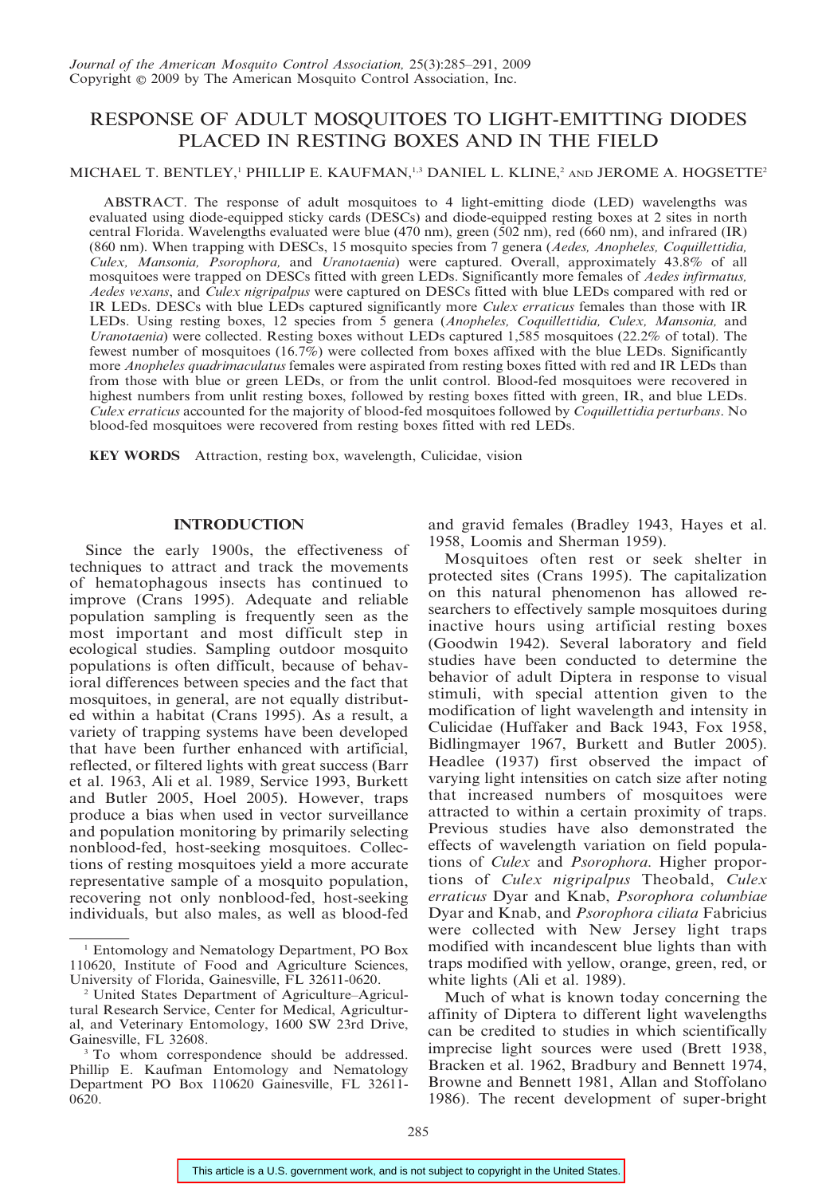# RESPONSE OF ADULT MOSQUITOES TO LIGHT-EMITTING DIODES PLACED IN RESTING BOXES AND IN THE FIELD

MICHAEL T. BENTLEY,[1] PHILLIP E. KAUFMAN,[1,3] DANIEL L. KLINE,[2] AND JEROME A. HOGSETTE[2]

ABSTRACT. The response of adult mosquitoes to 4 light-emitting diode (LED) wavelengths was evaluated using diode-equipped sticky cards (DESCs) and diode-equipped resting boxes at 2 sites in north central Florida. Wavelengths evaluated were blue (470 nm), green (502 nm), red (660 nm), and infrared (IR) (860 nm). When trapping with DESCs, 15 mosquito species from 7 genera (*Aedes, Anopheles, Coquillettidia, Culex, Mansonia, Psorophora,* and *Uranotaenia*) were captured. Overall, approximately 43.8% of all mosquitoes were trapped on DESCs fitted with green LEDs. Significantly more females of *Aedes infirmatus, Aedes vexans*, and *Culex nigripalpus* were captured on DESCs fitted with blue LEDs compared with red or IR LEDs. DESCs with blue LEDs captured significantly more *Culex erraticus* females than those with IR LEDs. Using resting boxes, 12 species from 5 genera (*Anopheles, Coquillettidia, Culex, Mansonia,* and *Uranotaenia*) were collected. Resting boxes without LEDs captured 1,585 mosquitoes (22.2% of total). The fewest number of mosquitoes (16.7%) were collected from boxes affixed with the blue LEDs. Significantly more *Anopheles quadrimaculatus* females were aspirated from resting boxes fitted with red and IR LEDs than from those with blue or green LEDs, or from the unlit control. Blood-fed mosquitoes were recovered in highest numbers from unlit resting boxes, followed by resting boxes fitted with green, IR, and blue LEDs. *Culex erraticus* accounted for the majority of blood-fed mosquitoes followed by *Coquillettidia perturbans*. No blood-fed mosquitoes were recovered from resting boxes fitted with red LEDs.

**KEY WORDS** Attraction, resting box, wavelength, Culicidae, vision

## INTRODUCTION

Since the early 1900s, the effectiveness of techniques to attract and track the movements of hematophagous insects has continued to improve (Crans 1995). Adequate and reliable population sampling is frequently seen as the most important and most difficult step in ecological studies. Sampling outdoor mosquito populations is often difficult, because of behavioral differences between species and the fact that mosquitoes, in general, are not equally distributed within a habitat (Crans 1995). As a result, a variety of trapping systems have been developed that have been further enhanced with artificial, reflected, or filtered lights with great success (Barr et al. 1963, Ali et al. 1989, Service 1993, Burkett and Butler 2005, Hoel 2005). However, traps produce a bias when used in vector surveillance and population monitoring by primarily selecting nonblood-fed, host-seeking mosquitoes. Collections of resting mosquitoes yield a more accurate representative sample of a mosquito population, recovering not only nonblood-fed, host-seeking individuals, but also males, as well as blood-fed and gravid females (Bradley 1943, Hayes et al. 1958, Loomis and Sherman 1959).

Mosquitoes often rest or seek shelter in protected sites (Crans 1995). The capitalization on this natural phenomenon has allowed researchers to effectively sample mosquitoes during inactive hours using artificial resting boxes (Goodwin 1942). Several laboratory and field studies have been conducted to determine the behavior of adult Diptera in response to visual stimuli, with special attention given to the modification of light wavelength and intensity in Culicidae (Huffaker and Back 1943, Fox 1958, Bidlingmayer 1967, Burkett and Butler 2005). Headlee (1937) first observed the impact of varying light intensities on catch size after noting that increased numbers of mosquitoes were attracted to within a certain proximity of traps. Previous studies have also demonstrated the effects of wavelength variation on field populations of *Culex* and *Psorophora*. Higher proportions of *Culex nigripalpus* Theobald, *Culex erraticus* Dyar and Knab, *Psorophora columbiae* Dyar and Knab, and *Psorophora ciliata* Fabricius were collected with New Jersey light traps modified with incandescent blue lights than with traps modified with yellow, orange, green, red, or white lights (Ali et al. 1989).

Much of what is known today concerning the affinity of Diptera to different light wavelengths can be credited to studies in which scientifically imprecise light sources were used (Brett 1938, Bracken et al. 1962, Bradbury and Bennett 1974, Browne and Bennett 1981, Allan and Stoffolano 1986). The recent development of super-bright

[1] Entomology and Nematology Department, PO Box 110620, Institute of Food and Agriculture Sciences, University of Florida, Gainesville, FL 32611-0620.

[2] United States Department of Agriculture–Agricultural Research Service, Center for Medical, Agricultural, and Veterinary Entomology, 1600 SW 23rd Drive, Gainesville, FL 32608.

[3] To whom correspondence should be addressed. Phillip E. Kaufman Entomology and Nematology Department PO Box 110620 Gainesville, FL 32611-0620.

This article is a U.S. government work, and is not subject to copyright in the United States.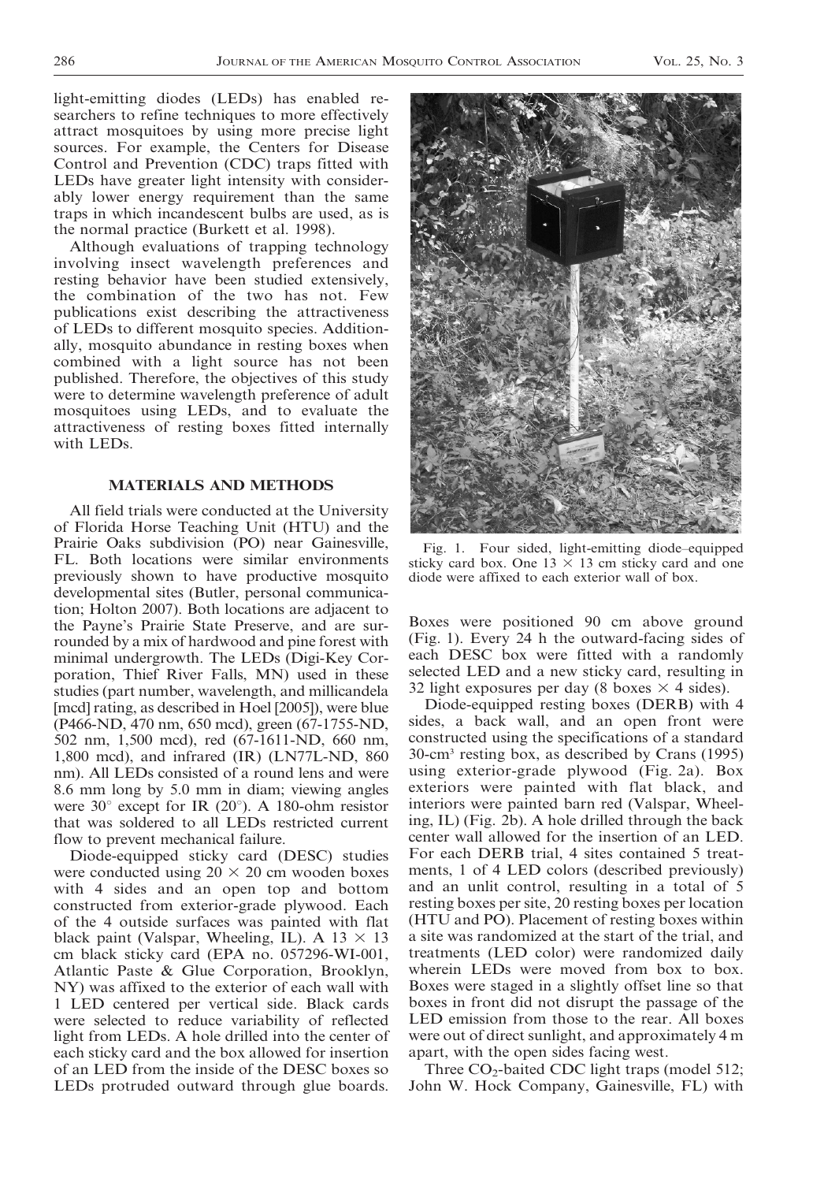light-emitting diodes (LEDs) has enabled researchers to refine techniques to more effectively attract mosquitoes by using more precise light sources. For example, the Centers for Disease Control and Prevention (CDC) traps fitted with LEDs have greater light intensity with considerably lower energy requirement than the same traps in which incandescent bulbs are used, as is the normal practice (Burkett et al. 1998).

Although evaluations of trapping technology involving insect wavelength preferences and resting behavior have been studied extensively, the combination of the two has not. Few publications exist describing the attractiveness of LEDs to different mosquito species. Additionally, mosquito abundance in resting boxes when combined with a light source has not been published. Therefore, the objectives of this study were to determine wavelength preference of adult mosquitoes using LEDs, and to evaluate the attractiveness of resting boxes fitted internally with LEDs.

## MATERIALS AND METHODS

All field trials were conducted at the University of Florida Horse Teaching Unit (HTU) and the Prairie Oaks subdivision (PO) near Gainesville, FL. Both locations were similar environments previously shown to have productive mosquito developmental sites (Butler, personal communication; Holton 2007). Both locations are adjacent to the Payne's Prairie State Preserve, and are surrounded by a mix of hardwood and pine forest with minimal undergrowth. The LEDs (Digi-Key Corporation, Thief River Falls, MN) used in these studies (part number, wavelength, and millicandela [mcd] rating, as described in Hoel [2005]), were blue (P466-ND, 470 nm, 650 mcd), green (67-1755-ND, 502 nm, 1,500 mcd), red (67-1611-ND, 660 nm, 1,800 mcd), and infrared (IR) (LN77L-ND, 860 nm). All LEDs consisted of a round lens and were 8.6 mm long by 5.0 mm in diam; viewing angles were 30° except for IR (20°). A 180-ohm resistor that was soldered to all LEDs restricted current flow to prevent mechanical failure.

Diode-equipped sticky card (DESC) studies were conducted using 20 × 20 cm wooden boxes with 4 sides and an open top and bottom constructed from exterior-grade plywood. Each of the 4 outside surfaces was painted with flat black paint (Valspar, Wheeling, IL). A 13 × 13 cm black sticky card (EPA no. 057296-WI-001, Atlantic Paste & Glue Corporation, Brooklyn, NY) was affixed to the exterior of each wall with 1 LED centered per vertical side. Black cards were selected to reduce variability of reflected light from LEDs. A hole drilled into the center of each sticky card and the box allowed for insertion of an LED from the inside of the DESC boxes so LEDs protruded outward through glue boards.

Fig. 1. Four sided, light-emitting diode–equipped sticky card box. One 13 × 13 cm sticky card and one diode were affixed to each exterior wall of box.

Boxes were positioned 90 cm above ground (Fig. 1). Every 24 h the outward-facing sides of each DESC box were fitted with a randomly selected LED and a new sticky card, resulting in 32 light exposures per day (8 boxes × 4 sides).

Diode-equipped resting boxes (DERB) with 4 sides, a back wall, and an open front were constructed using the specifications of a standard 30-cm$^3$ resting box, as described by Crans (1995) using exterior-grade plywood (Fig. 2a). Box exteriors were painted with flat black, and interiors were painted barn red (Valspar, Wheeling, IL) (Fig. 2b). A hole drilled through the back center wall allowed for the insertion of an LED. For each DERB trial, 4 sites contained 5 treatments, 1 of 4 LED colors (described previously) and an unlit control, resulting in a total of 5 resting boxes per site, 20 resting boxes per location (HTU and PO). Placement of resting boxes within a site was randomized at the start of the trial, and treatments (LED color) were randomized daily wherein LEDs were moved from box to box. Boxes were staged in a slightly offset line so that boxes in front did not disrupt the passage of the LED emission from those to the rear. All boxes were out of direct sunlight, and approximately 4 m apart, with the open sides facing west.

Three $CO_2$-baited CDC light traps (model 512; John W. Hock Company, Gainesville, FL) with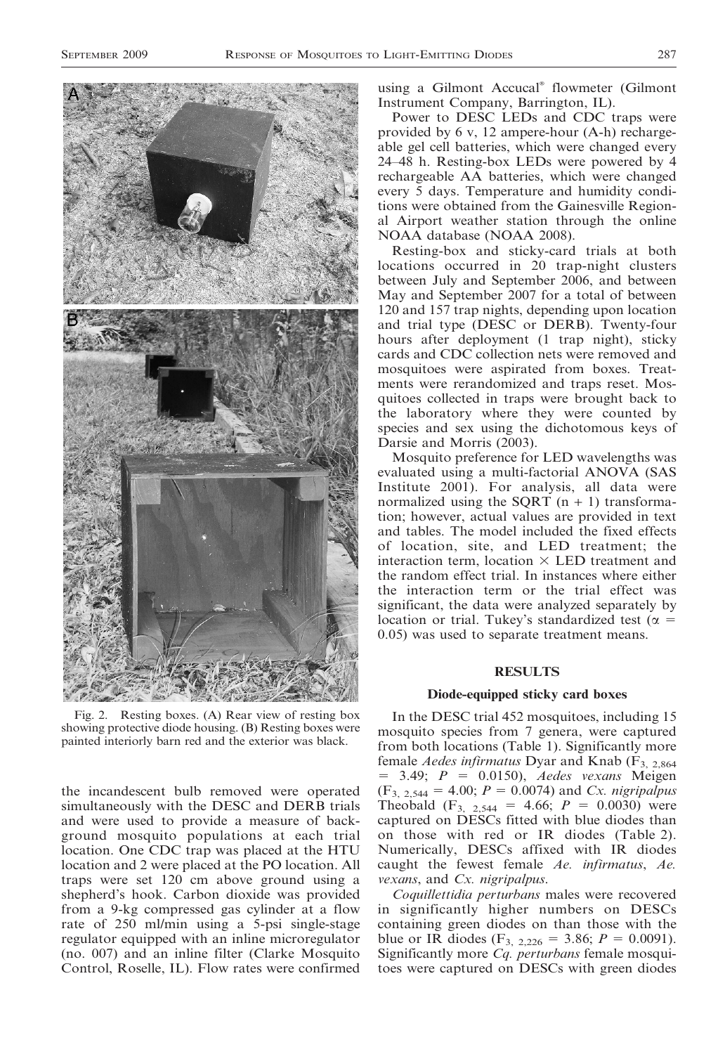Fig. 2. Resting boxes. (A) Rear view of resting box showing protective diode housing. (B) Resting boxes were painted interiorly barn red and the exterior was black.

the incandescent bulb removed were operated simultaneously with the DESC and DERB trials and were used to provide a measure of background mosquito populations at each trial location. One CDC trap was placed at the HTU location and 2 were placed at the PO location. All traps were set 120 cm above ground using a shepherd's hook. Carbon dioxide was provided from a 9-kg compressed gas cylinder at a flow rate of 250 ml/min using a 5-psi single-stage regulator equipped with an inline microregulator (no. 007) and an inline filter (Clarke Mosquito Control, Roselle, IL). Flow rates were confirmed using a Gilmont Accucal® flowmeter (Gilmont Instrument Company, Barrington, IL).

Power to DESC LEDs and CDC traps were provided by 6 v, 12 ampere-hour (A-h) rechargeable gel cell batteries, which were changed every 24–48 h. Resting-box LEDs were powered by 4 rechargeable AA batteries, which were changed every 5 days. Temperature and humidity conditions were obtained from the Gainesville Regional Airport weather station through the online NOAA database (NOAA 2008).

Resting-box and sticky-card trials at both locations occurred in 20 trap-night clusters between July and September 2006, and between May and September 2007 for a total of between 120 and 157 trap nights, depending upon location and trial type (DESC or DERB). Twenty-four hours after deployment (1 trap night), sticky cards and CDC collection nets were removed and mosquitoes were aspirated from boxes. Treatments were rerandomized and traps reset. Mosquitoes collected in traps were brought back to the laboratory where they were counted by species and sex using the dichotomous keys of Darsie and Morris (2003).

Mosquito preference for LED wavelengths was evaluated using a multi-factorial ANOVA (SAS Institute 2001). For analysis, all data were normalized using the SQRT $(n + 1)$ transformation; however, actual values are provided in text and tables. The model included the fixed effects of location, site, and LED treatment; the interaction term, location $\times$ LED treatment and the random effect trial. In instances where either the interaction term or the trial effect was significant, the data were analyzed separately by location or trial. Tukey's standardized test ($\alpha = 0.05$) was used to separate treatment means.

## RESULTS

### Diode-equipped sticky card boxes

In the DESC trial 452 mosquitoes, including 15 mosquito species from 7 genera, were captured from both locations (Table 1). Significantly more female *Aedes infirmatus* Dyar and Knab ($F_{3,\ 2,864} = 3.49$; $P = 0.0150$), *Aedes vexans* Meigen ($F_{3,\ 2,544} = 4.00$; $P = 0.0074$) and *Cx. nigripalpus* Theobald ($F_{3,\ 2,544} = 4.66$; $P = 0.0030$) were captured on DESCs fitted with blue diodes than on those with red or IR diodes (Table 2). Numerically, DESCs affixed with IR diodes caught the fewest female *Ae. infirmatus*, *Ae. vexans*, and *Cx. nigripalpus*.

*Coquillettidia perturbans* males were recovered in significantly higher numbers on DESCs containing green diodes on than those with the blue or IR diodes ($F_{3,\ 2,226} = 3.86$; $P = 0.0091$). Significantly more *Cq. perturbans* female mosquitoes were captured on DESCs with green diodes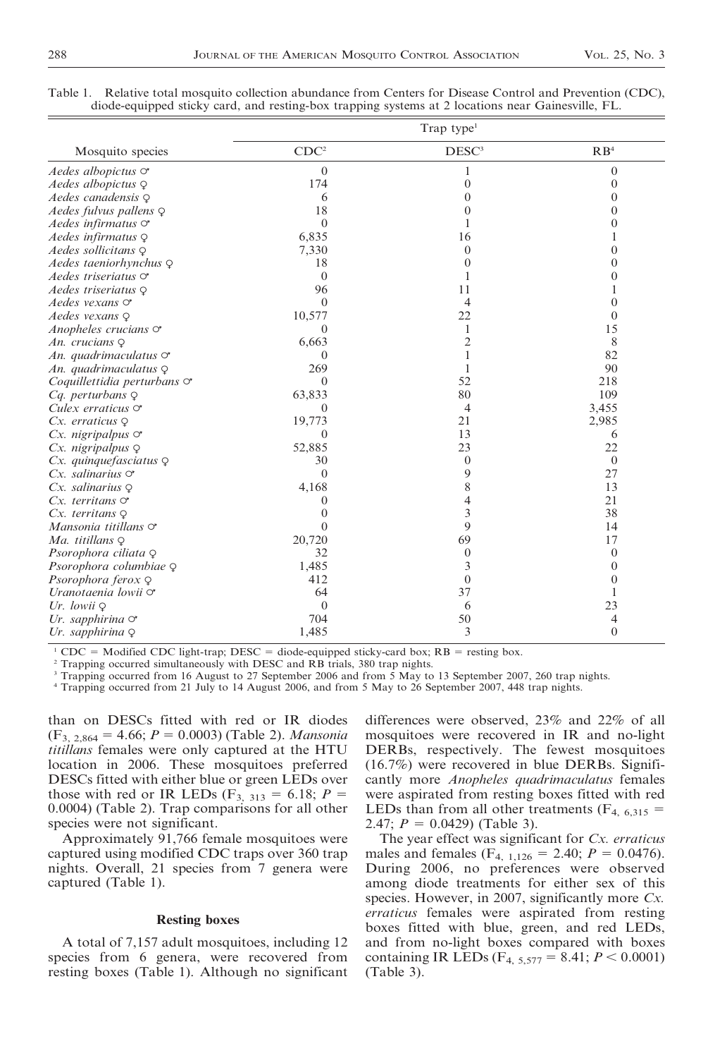Table 1. Relative total mosquito collection abundance from Centers for Disease Control and Prevention (CDC), diode-equipped sticky card, and resting-box trapping systems at 2 locations near Gainesville, FL.

| Mosquito species | Trap type[1] | | |
|---|---|---|---|
| | CDC[2] | DESC[3] | RB[4] |
| *Aedes albopictus* ♂ | 0 | 1 | 0 |
| *Aedes albopictus* ♀ | 174 | 0 | 0 |
| *Aedes canadensis* ♀ | 6 | 0 | 0 |
| *Aedes fulvus pallens* ♀ | 18 | 0 | 0 |
| *Aedes infirmatus* ♂ | 0 | 1 | 0 |
| *Aedes infirmatus* ♀ | 6,835 | 16 | 1 |
| *Aedes sollicitans* ♀ | 7,330 | 0 | 0 |
| *Aedes taeniorhynchus* ♀ | 18 | 0 | 0 |
| *Aedes triseriatus* ♂ | 0 | 1 | 0 |
| *Aedes triseriatus* ♀ | 96 | 11 | 1 |
| *Aedes vexans* ♂ | 0 | 4 | 0 |
| *Aedes vexans* ♀ | 10,577 | 22 | 0 |
| *Anopheles crucians* ♂ | 0 | 1 | 15 |
| *An. crucians* ♀ | 6,663 | 2 | 8 |
| *An. quadrimaculatus* ♂ | 0 | 1 | 82 |
| *An. quadrimaculatus* ♀ | 269 | 1 | 90 |
| *Coquillettidia perturbans* ♂ | 0 | 52 | 218 |
| *Cq. perturbans* ♀ | 63,833 | 80 | 109 |
| *Culex erraticus* ♂ | 0 | 4 | 3,455 |
| *Cx. erraticus* ♀ | 19,773 | 21 | 2,985 |
| *Cx. nigripalpus* ♂ | 0 | 13 | 6 |
| *Cx. nigripalpus* ♀ | 52,885 | 23 | 22 |
| *Cx. quinquefasciatus* ♀ | 30 | 0 | 0 |
| *Cx. salinarius* ♂ | 0 | 9 | 27 |
| *Cx. salinarius* ♀ | 4,168 | 8 | 13 |
| *Cx. territans* ♂ | 0 | 4 | 21 |
| *Cx. territans* ♀ | 0 | 3 | 38 |
| *Mansonia titillans* ♂ | 0 | 9 | 14 |
| *Ma. titillans* ♀ | 20,720 | 69 | 17 |
| *Psorophora ciliata* ♀ | 32 | 0 | 0 |
| *Psorophora columbiae* ♀ | 1,485 | 3 | 0 |
| *Psorophora ferox* ♀ | 412 | 0 | 0 |
| *Uranotaenia lowii* ♂ | 64 | 37 | 1 |
| *Ur. lowii* ♀ | 0 | 6 | 23 |
| *Ur. sapphirina* ♂ | 704 | 50 | 4 |
| *Ur. sapphirina* ♀ | 1,485 | 3 | 0 |

[1] CDC = Modified CDC light-trap; DESC = diode-equipped sticky-card box; RB = resting box.

[2] Trapping occurred simultaneously with DESC and RB trials, 380 trap nights.

[3] Trapping occurred from 16 August to 27 September 2006 and from 5 May to 13 September 2007, 260 trap nights.

[4] Trapping occurred from 21 July to 14 August 2006, and from 5 May to 26 September 2007, 448 trap nights.

than on DESCs fitted with red or IR diodes ($F_{3,\ 2,864} = 4.66$; $P = 0.0003$) (Table 2). *Mansonia titillans* females were only captured at the HTU location in 2006. These mosquitoes preferred DESCs fitted with either blue or green LEDs over those with red or IR LEDs ($F_{3,\ 313} = 6.18$; $P = 0.0004$) (Table 2). Trap comparisons for all other species were not significant.

Approximately 91,766 female mosquitoes were captured using modified CDC traps over 360 trap nights. Overall, 21 species from 7 genera were captured (Table 1).

## Resting boxes

A total of 7,157 adult mosquitoes, including 12 species from 6 genera, were recovered from resting boxes (Table 1). Although no significant differences were observed, 23% and 22% of all mosquitoes were recovered in IR and no-light DERBs, respectively. The fewest mosquitoes (16.7%) were recovered in blue DERBs. Significantly more *Anopheles quadrimaculatus* females were aspirated from resting boxes fitted with red LEDs than from all other treatments ($F_{4,\ 6,315} = 2.47$; $P = 0.0429$) (Table 3).

The year effect was significant for *Cx. erraticus* males and females ($F_{4,\ 1,126} = 2.40$; $P = 0.0476$). During 2006, no preferences were observed among diode treatments for either sex of this species. However, in 2007, significantly more *Cx. erraticus* females were aspirated from resting boxes fitted with blue, green, and red LEDs, and from no-light boxes compared with boxes containing IR LEDs ($F_{4,\ 5,577} = 8.41$; $P < 0.0001$) (Table 3).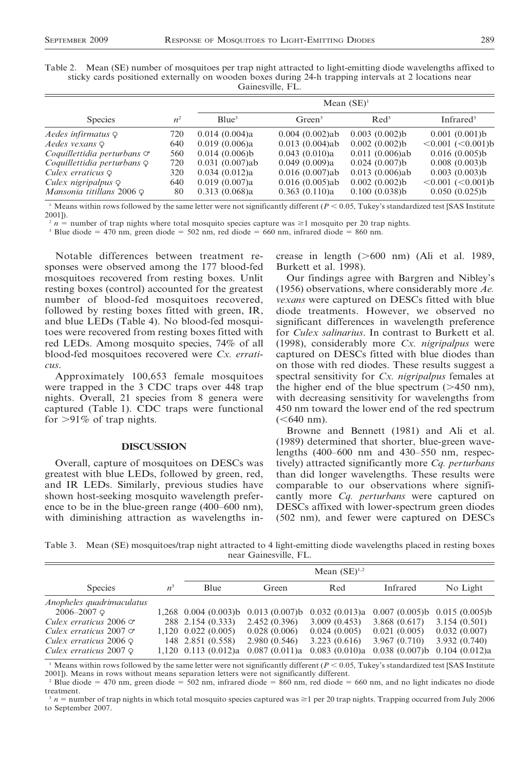Table 2. Mean (SE) number of mosquitoes per trap night attracted to light-emitting diode wavelengths affixed to sticky cards positioned externally on wooden boxes during 24-h trapping intervals at 2 locations near Gainesville, FL.

| Species | $n$[2] | Mean (SE)[1] | | | |
|---|---|---|---|---|---|
| | | Blue[3] | Green[3] | Red[3] | Infrared[3] |
| *Aedes infirmatus* ♀ | 720 | 0.014 (0.004)a | 0.004 (0.002)ab | 0.003 (0.002)b | 0.001 (0.001)b |
| *Aedes vexans* ♀ | 640 | 0.019 (0.006)a | 0.013 (0.004)ab | 0.002 (0.002)b | <0.001 (<0.001)b |
| *Coquillettidia perturbans* ♂ | 560 | 0.014 (0.006)b | 0.043 (0.010)a | 0.011 (0.006)ab | 0.016 (0.005)b |
| *Coquillettidia perturbans* ♀ | 720 | 0.031 (0.007)ab | 0.049 (0.009)a | 0.024 (0.007)b | 0.008 (0.003)b |
| *Culex erraticus* ♀ | 320 | 0.034 (0.012)a | 0.016 (0.007)ab | 0.013 (0.006)ab | 0.003 (0.003)b |
| *Culex nigripalpus* ♀ | 640 | 0.019 (0.007)a | 0.016 (0.005)ab | 0.002 (0.002)b | <0.001 (<0.001)b |
| *Mansonia titillans* 2006 ♀ | 80 | 0.313 (0.068)a | 0.363 (0.110)a | 0.100 (0.038)b | 0.050 (0.025)b |

[1] Means within rows followed by the same letter were not significantly different ($P < 0.05$, Tukey's standardized test [SAS Institute 2001]).

[2] $n$ = number of trap nights where total mosquito species capture was ≥1 mosquito per 20 trap nights.

[3] Blue diode = 470 nm, green diode = 502 nm, red diode = 660 nm, infrared diode = 860 nm.

Notable differences between treatment responses were observed among the 177 blood-fed mosquitoes recovered from resting boxes. Unlit resting boxes (control) accounted for the greatest number of blood-fed mosquitoes recovered, followed by resting boxes fitted with green, IR, and blue LEDs (Table 4). No blood-fed mosquitoes were recovered from resting boxes fitted with red LEDs. Among mosquito species, 74% of all blood-fed mosquitoes recovered were *Cx. erraticus*.

Approximately 100,653 female mosquitoes were trapped in the 3 CDC traps over 448 trap nights. Overall, 21 species from 8 genera were captured (Table 1). CDC traps were functional for >91% of trap nights.

## DISCUSSION

Overall, capture of mosquitoes on DESCs was greatest with blue LEDs, followed by green, red, and IR LEDs. Similarly, previous studies have shown host-seeking mosquito wavelength preference to be in the blue-green range (400–600 nm), with diminishing attraction as wavelengths increase in length (>600 nm) (Ali et al. 1989, Burkett et al. 1998).

Our findings agree with Bargren and Nibley's (1956) observations, where considerably more *Ae. vexans* were captured on DESCs fitted with blue diode treatments. However, we observed no significant differences in wavelength preference for *Culex salinarius*. In contrast to Burkett et al. (1998), considerably more *Cx. nigripalpus* were captured on DESCs fitted with blue diodes than on those with red diodes. These results suggest a spectral sensitivity for *Cx. nigripalpus* females at the higher end of the blue spectrum (>450 nm), with decreasing sensitivity for wavelengths from 450 nm toward the lower end of the red spectrum (<640 nm).

Browne and Bennett (1981) and Ali et al. (1989) determined that shorter, blue-green wavelengths (400–600 nm and 430–550 nm, respectively) attracted significantly more *Cq. perturbans* than did longer wavelengths. These results were comparable to our observations where significantly more *Cq. perturbans* were captured on DESCs affixed with lower-spectrum green diodes (502 nm), and fewer were captured on DESCs

Table 3. Mean (SE) mosquitoes/trap night attracted to 4 light-emitting diode wavelengths placed in resting boxes near Gainesville, FL.

| Species | $n$[3] | Mean (SE)[1,2] | | | | |
|---|---|---|---|---|---|---|
| | | Blue | Green | Red | Infrared | No Light |
| *Anopheles quadrimaculatus* 2006–2007 ♀ | 1,268 | 0.004 (0.003)b | 0.013 (0.007)b | 0.032 (0.013)a | 0.007 (0.005)b | 0.015 (0.005)b |
| *Culex erraticus* 2006 ♂ | 288 | 2.154 (0.333) | 2.452 (0.396) | 3.009 (0.453) | 3.868 (0.617) | 3.154 (0.501) |
| *Culex erraticus* 2007 ♂ | 1,120 | 0.022 (0.005) | 0.028 (0.006) | 0.024 (0.005) | 0.021 (0.005) | 0.032 (0.007) |
| *Culex erraticus* 2006 ♀ | 148 | 2.851 (0.558) | 2.980 (0.546) | 3.223 (0.616) | 3.967 (0.710) | 3.932 (0.740) |
| *Culex erraticus* 2007 ♀ | 1,120 | 0.113 (0.012)a | 0.087 (0.011)a | 0.083 (0.010)a | 0.038 (0.007)b | 0.104 (0.012)a |

[1] Means within rows followed by the same letter were not significantly different ($P < 0.05$, Tukey's standardized test [SAS Institute 2001]). Means in rows without means separation letters were not significantly different.

[2] Blue diode = 470 nm, green diode = 502 nm, infrared diode = 860 nm, red diode = 660 nm, and no light indicates no diode treatment.

[3] $n$ = number of trap nights in which total mosquito species captured was ≥1 per 20 trap nights. Trapping occurred from July 2006 to September 2007.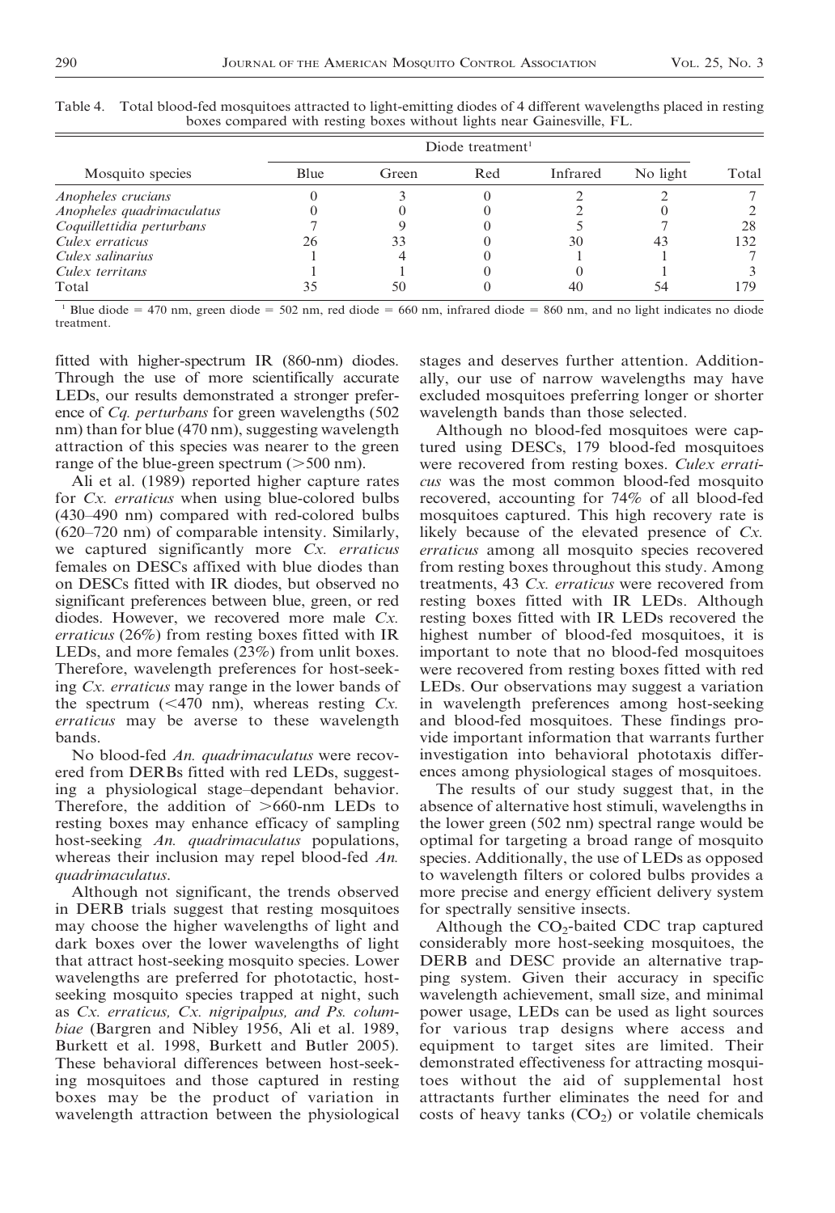Table 4. Total blood-fed mosquitoes attracted to light-emitting diodes of 4 different wavelengths placed in resting boxes compared with resting boxes without lights near Gainesville, FL.

| Mosquito species | Diode treatment[1] | | | | | Total |
|---|---|---|---|---|---|---|
| | Blue | Green | Red | Infrared | No light | |
| *Anopheles crucians* | 0 | 3 | 0 | 2 | 2 | 7 |
| *Anopheles quadrimaculatus* | 0 | 0 | 0 | 2 | 0 | 2 |
| *Coquillettidia perturbans* | 7 | 9 | 0 | 5 | 7 | 28 |
| *Culex erraticus* | 26 | 33 | 0 | 30 | 43 | 132 |
| *Culex salinarius* | 1 | 4 | 0 | 1 | 1 | 7 |
| *Culex territans* | 1 | 1 | 0 | 0 | 1 | 3 |
| Total | 35 | 50 | 0 | 40 | 54 | 179 |

[1] Blue diode = 470 nm, green diode = 502 nm, red diode = 660 nm, infrared diode = 860 nm, and no light indicates no diode treatment.

fitted with higher-spectrum IR (860-nm) diodes. Through the use of more scientifically accurate LEDs, our results demonstrated a stronger preference of *Cq. perturbans* for green wavelengths (502 nm) than for blue (470 nm), suggesting wavelength attraction of this species was nearer to the green range of the blue-green spectrum (>500 nm).

Ali et al. (1989) reported higher capture rates for *Cx. erraticus* when using blue-colored bulbs (430–490 nm) compared with red-colored bulbs (620–720 nm) of comparable intensity. Similarly, we captured significantly more *Cx. erraticus* females on DESCs affixed with blue diodes than on DESCs fitted with IR diodes, but observed no significant preferences between blue, green, or red diodes. However, we recovered more male *Cx. erraticus* (26%) from resting boxes fitted with IR LEDs, and more females (23%) from unlit boxes. Therefore, wavelength preferences for host-seeking *Cx. erraticus* may range in the lower bands of the spectrum (<470 nm), whereas resting *Cx. erraticus* may be averse to these wavelength bands.

No blood-fed *An. quadrimaculatus* were recovered from DERBs fitted with red LEDs, suggesting a physiological stage–dependant behavior. Therefore, the addition of >660-nm LEDs to resting boxes may enhance efficacy of sampling host-seeking *An. quadrimaculatus* populations, whereas their inclusion may repel blood-fed *An. quadrimaculatus*.

Although not significant, the trends observed in DERB trials suggest that resting mosquitoes may choose the higher wavelengths of light and dark boxes over the lower wavelengths of light that attract host-seeking mosquito species. Lower wavelengths are preferred for phototactic, host-seeking mosquito species trapped at night, such as *Cx. erraticus, Cx. nigripalpus, and Ps. columbiae* (Bargren and Nibley 1956, Ali et al. 1989, Burkett et al. 1998, Burkett and Butler 2005). These behavioral differences between host-seeking mosquitoes and those captured in resting boxes may be the product of variation in wavelength attraction between the physiological stages and deserves further attention. Additionally, our use of narrow wavelengths may have excluded mosquitoes preferring longer or shorter wavelength bands than those selected.

Although no blood-fed mosquitoes were captured using DESCs, 179 blood-fed mosquitoes were recovered from resting boxes. *Culex erraticus* was the most common blood-fed mosquito recovered, accounting for 74% of all blood-fed mosquitoes captured. This high recovery rate is likely because of the elevated presence of *Cx. erraticus* among all mosquito species recovered from resting boxes throughout this study. Among treatments, 43 *Cx. erraticus* were recovered from resting boxes fitted with IR LEDs. Although resting boxes fitted with IR LEDs recovered the highest number of blood-fed mosquitoes, it is important to note that no blood-fed mosquitoes were recovered from resting boxes fitted with red LEDs. Our observations may suggest a variation in wavelength preferences among host-seeking and blood-fed mosquitoes. These findings provide important information that warrants further investigation into behavioral phototaxis differences among physiological stages of mosquitoes.

The results of our study suggest that, in the absence of alternative host stimuli, wavelengths in the lower green (502 nm) spectral range would be optimal for targeting a broad range of mosquito species. Additionally, the use of LEDs as opposed to wavelength filters or colored bulbs provides a more precise and energy efficient delivery system for spectrally sensitive insects.

Although the $CO_2$-baited CDC trap captured considerably more host-seeking mosquitoes, the DERB and DESC provide an alternative trapping system. Given their accuracy in specific wavelength achievement, small size, and minimal power usage, LEDs can be used as light sources for various trap designs where access and equipment to target sites are limited. Their demonstrated effectiveness for attracting mosquitoes without the aid of supplemental host attractants further eliminates the need for and costs of heavy tanks ($CO_2$) or volatile chemicals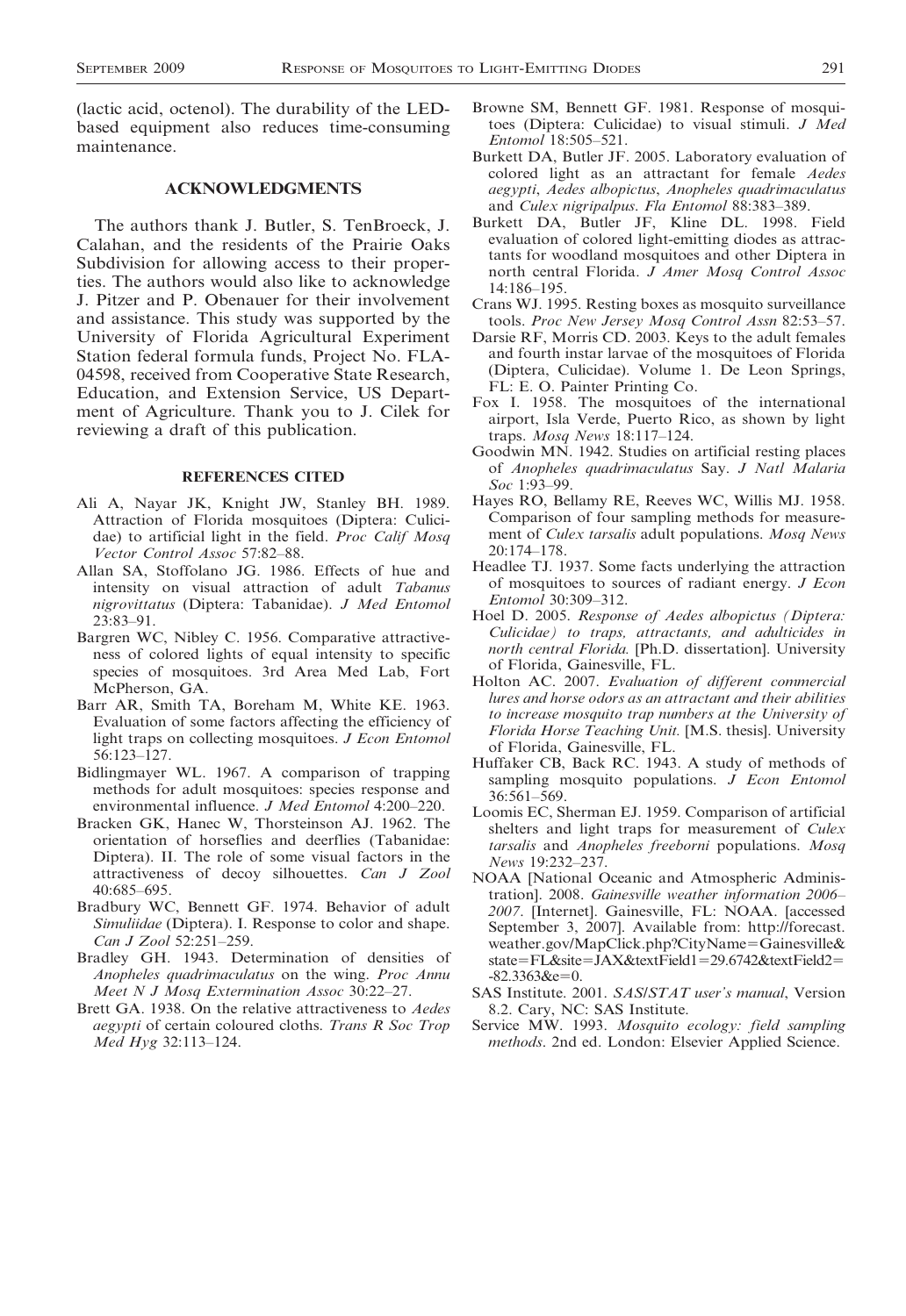(lactic acid, octenol). The durability of the LED-based equipment also reduces time-consuming maintenance.

## ACKNOWLEDGMENTS

The authors thank J. Butler, S. TenBroeck, J. Calahan, and the residents of the Prairie Oaks Subdivision for allowing access to their properties. The authors would also like to acknowledge J. Pitzer and P. Obenauer for their involvement and assistance. This study was supported by the University of Florida Agricultural Experiment Station federal formula funds, Project No. FLA-04598, received from Cooperative State Research, Education, and Extension Service, US Department of Agriculture. Thank you to J. Cilek for reviewing a draft of this publication.

## REFERENCES CITED

Ali A, Nayar JK, Knight JW, Stanley BH. 1989. Attraction of Florida mosquitoes (Diptera: Culicidae) to artificial light in the field. *Proc Calif Mosq Vector Control Assoc* 57:82–88.

Allan SA, Stoffolano JG. 1986. Effects of hue and intensity on visual attraction of adult *Tabanus nigrovittatus* (Diptera: Tabanidae). *J Med Entomol* 23:83–91.

Bargren WC, Nibley C. 1956. Comparative attractiveness of colored lights of equal intensity to specific species of mosquitoes. 3rd Area Med Lab, Fort McPherson, GA.

Barr AR, Smith TA, Boreham M, White KE. 1963. Evaluation of some factors affecting the efficiency of light traps on collecting mosquitoes. *J Econ Entomol* 56:123–127.

Bidlingmayer WL. 1967. A comparison of trapping methods for adult mosquitoes: species response and environmental influence. *J Med Entomol* 4:200–220.

Bracken GK, Hanec W, Thorsteinson AJ. 1962. The orientation of horseflies and deerflies (Tabanidae: Diptera). II. The role of some visual factors in the attractiveness of decoy silhouettes. *Can J Zool* 40:685–695.

Bradbury WC, Bennett GF. 1974. Behavior of adult *Simuliidae* (Diptera). I. Response to color and shape. *Can J Zool* 52:251–259.

Bradley GH. 1943. Determination of densities of *Anopheles quadrimaculatus* on the wing. *Proc Annu Meet N J Mosq Extermination Assoc* 30:22–27.

Brett GA. 1938. On the relative attractiveness to *Aedes aegypti* of certain coloured cloths. *Trans R Soc Trop Med Hyg* 32:113–124.

Browne SM, Bennett GF. 1981. Response of mosquitoes (Diptera: Culicidae) to visual stimuli. *J Med Entomol* 18:505–521.

Burkett DA, Butler JF. 2005. Laboratory evaluation of colored light as an attractant for female *Aedes aegypti*, *Aedes albopictus*, *Anopheles quadrimaculatus* and *Culex nigripalpus*. *Fla Entomol* 88:383–389.

Burkett DA, Butler JF, Kline DL. 1998. Field evaluation of colored light-emitting diodes as attractants for woodland mosquitoes and other Diptera in north central Florida. *J Amer Mosq Control Assoc* 14:186–195.

Crans WJ. 1995. Resting boxes as mosquito surveillance tools. *Proc New Jersey Mosq Control Assn* 82:53–57.

Darsie RF, Morris CD. 2003. Keys to the adult females and fourth instar larvae of the mosquitoes of Florida (Diptera, Culicidae). Volume 1. De Leon Springs, FL: E. O. Painter Printing Co.

Fox I. 1958. The mosquitoes of the international airport, Isla Verde, Puerto Rico, as shown by light traps. *Mosq News* 18:117–124.

Goodwin MN. 1942. Studies on artificial resting places of *Anopheles quadrimaculatus* Say. *J Natl Malaria Soc* 1:93–99.

Hayes RO, Bellamy RE, Reeves WC, Willis MJ. 1958. Comparison of four sampling methods for measurement of *Culex tarsalis* adult populations. *Mosq News* 20:174–178.

Headlee TJ. 1937. Some facts underlying the attraction of mosquitoes to sources of radiant energy. *J Econ Entomol* 30:309–312.

Hoel D. 2005. *Response of Aedes albopictus (Diptera: Culicidae) to traps, attractants, and adulticides in north central Florida.* [Ph.D. dissertation]. University of Florida, Gainesville, FL.

Holton AC. 2007. *Evaluation of different commercial lures and horse odors as an attractant and their abilities to increase mosquito trap numbers at the University of Florida Horse Teaching Unit.* [M.S. thesis]. University of Florida, Gainesville, FL.

Huffaker CB, Back RC. 1943. A study of methods of sampling mosquito populations. *J Econ Entomol* 36:561–569.

Loomis EC, Sherman EJ. 1959. Comparison of artificial shelters and light traps for measurement of *Culex tarsalis* and *Anopheles freeborni* populations. *Mosq News* 19:232–237.

NOAA [National Oceanic and Atmospheric Administration]. 2008. *Gainesville weather information 2006–2007*. [Internet]. Gainesville, FL: NOAA. [accessed September 3, 2007]. Available from: http://forecast.weather.gov/MapClick.php?CityName=Gainesville&state=FL&site=JAX&textField1=29.6742&textField2=-82.3363&e=0.

SAS Institute. 2001. *SAS/STAT user's manual*, Version 8.2. Cary, NC: SAS Institute.

Service MW. 1993. *Mosquito ecology: field sampling methods*. 2nd ed. London: Elsevier Applied Science.